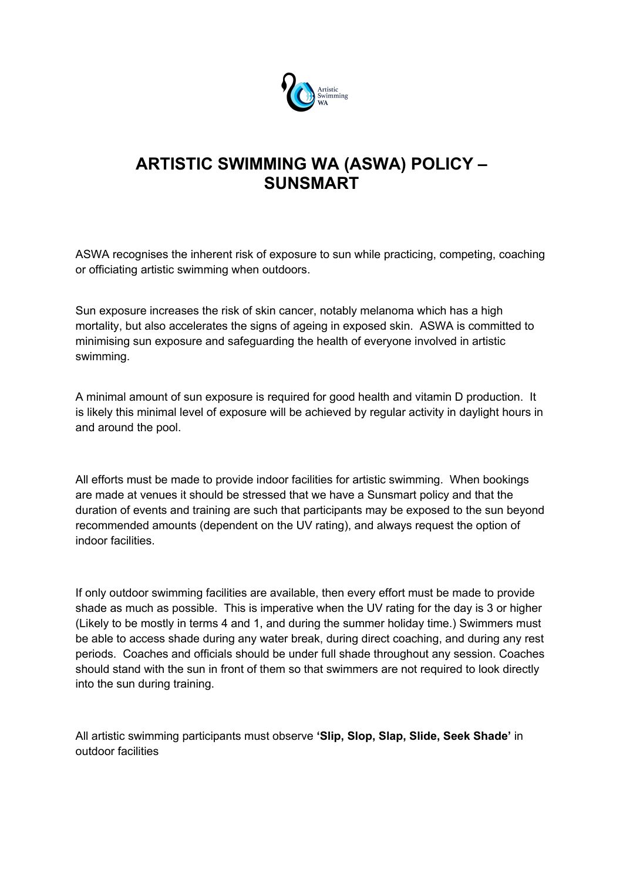# ARTISTIC SWIMMING WA (ASWA) POLICY – SUNSMART

ASWA recognises the inherent risk of exposure to sun while practicing, competing, coaching or officiating artistic swimming when outdoors.

Sun exposure increases the risk of skin cancer, notably melanoma which has a high mortality, but also accelerates the signs of ageing in exposed skin. ASWA is committed to minimising sun exposure and safeguarding the health of everyone involved in artistic swimming.

A minimal amount of sun exposure is required for good health and vitamin D production. It is likely this minimal level of exposure will be achieved by regular activity in daylight hours in and around the pool.

All efforts must be made to provide indoor facilities for artistic swimming. When bookings are made at venues it should be stressed that we have a Sunsmart policy and that the duration of events and training are such that participants may be exposed to the sun beyond recommended amounts (dependent on the UV rating), and always request the option of indoor facilities.

If only outdoor swimming facilities are available, then every effort must be made to provide shade as much as possible. This is imperative when the UV rating for the day is 3 or higher (Likely to be mostly in terms 4 and 1, and during the summer holiday time.) Swimmers must be able to access shade during any water break, during direct coaching, and during any rest periods. Coaches and officials should be under full shade throughout any session. Coaches should stand with the sun in front of them so that swimmers are not required to look directly into the sun during training.

All artistic swimming participants must observe **'Slip, Slop, Slap, Slide, Seek Shade'** in outdoor facilities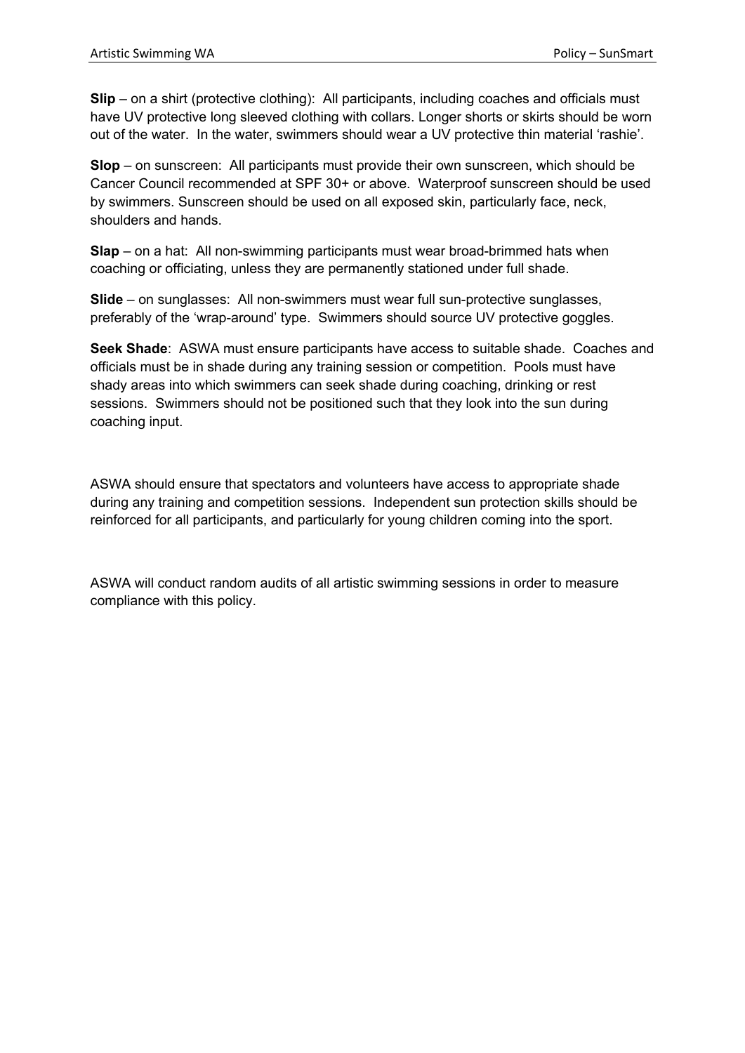**Slip** – on a shirt (protective clothing): All participants, including coaches and officials must have UV protective long sleeved clothing with collars. Longer shorts or skirts should be worn out of the water. In the water, swimmers should wear a UV protective thin material 'rashie'.

**Slop** – on sunscreen: All participants must provide their own sunscreen, which should be Cancer Council recommended at SPF 30+ or above. Waterproof sunscreen should be used by swimmers. Sunscreen should be used on all exposed skin, particularly face, neck, shoulders and hands.

**Slap** – on a hat: All non-swimming participants must wear broad-brimmed hats when coaching or officiating, unless they are permanently stationed under full shade.

**Slide** – on sunglasses: All non-swimmers must wear full sun-protective sunglasses, preferably of the 'wrap-around' type. Swimmers should source UV protective goggles.

**Seek Shade**: ASWA must ensure participants have access to suitable shade. Coaches and officials must be in shade during any training session or competition. Pools must have shady areas into which swimmers can seek shade during coaching, drinking or rest sessions. Swimmers should not be positioned such that they look into the sun during coaching input.

ASWA should ensure that spectators and volunteers have access to appropriate shade during any training and competition sessions. Independent sun protection skills should be reinforced for all participants, and particularly for young children coming into the sport.

ASWA will conduct random audits of all artistic swimming sessions in order to measure compliance with this policy.